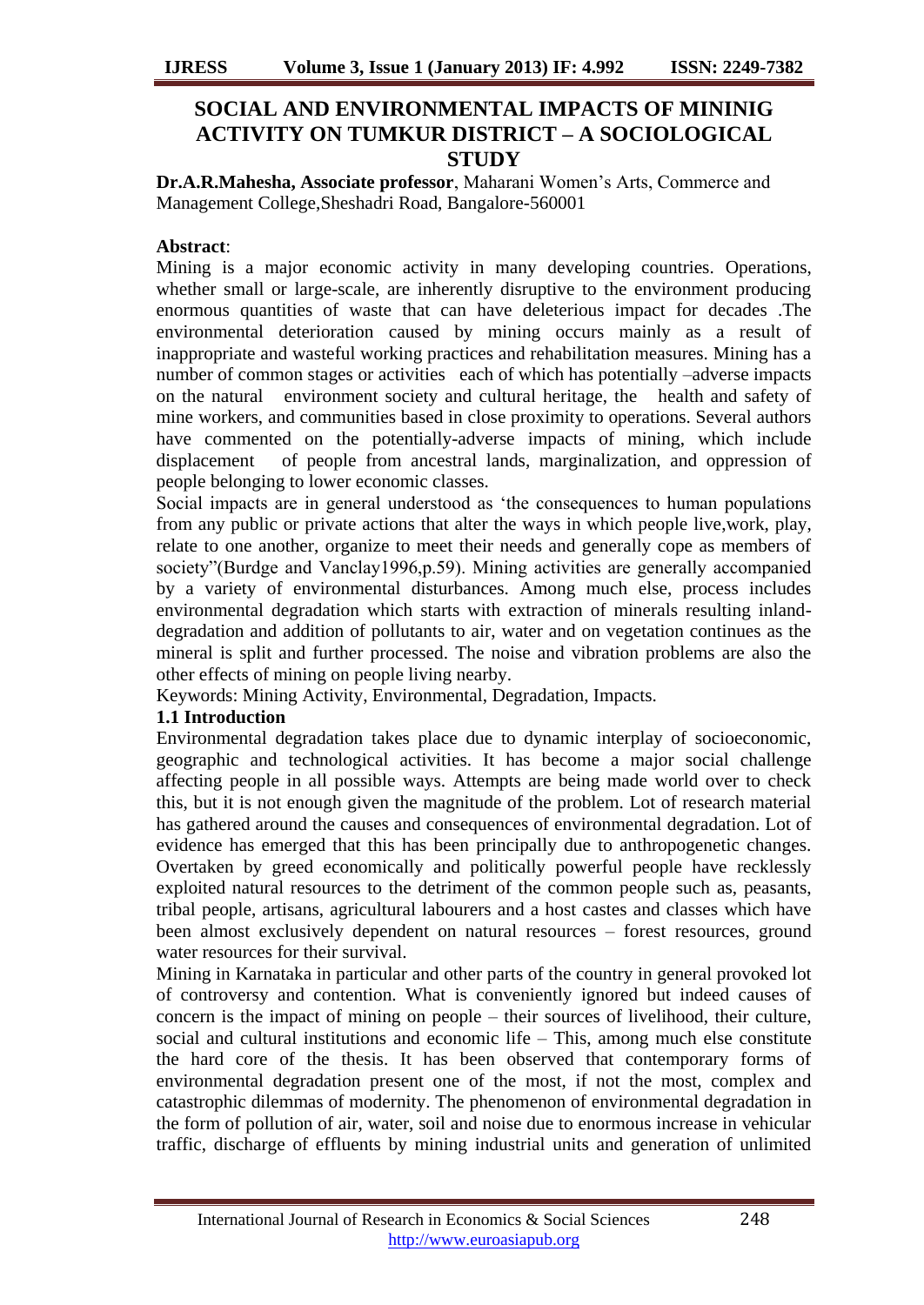# SOCIAL AND ENVIRONMENTAL IMPACTS OF MININIG ACTIVITY ON TUMKUR DISTRICT – A SOCIOLOGICAL STUDY

**Dr.A.R.Mahesha, Associate professor**, Maharani Women's Arts, Commerce and Management College,Sheshadri Road, Bangalore-560001

**Abstract**:

Mining is a major economic activity in many developing countries. Operations, whether small or large-scale, are inherently disruptive to the environment producing enormous quantities of waste that can have deleterious impact for decades .The environmental deterioration caused by mining occurs mainly as a result of inappropriate and wasteful working practices and rehabilitation measures. Mining has a number of common stages or activities each of which has potentially –adverse impacts on the natural environment society and cultural heritage, the health and safety of mine workers, and communities based in close proximity to operations. Several authors have commented on the potentially-adverse impacts of mining, which include displacement of people from ancestral lands, marginalization, and oppression of people belonging to lower economic classes.

Social impacts are in general understood as 'the consequences to human populations from any public or private actions that alter the ways in which people live,work, play, relate to one another, organize to meet their needs and generally cope as members of society"(Burdge and Vanclay1996,p.59). Mining activities are generally accompanied by a variety of environmental disturbances. Among much else, process includes environmental degradation which starts with extraction of minerals resulting inland-degradation and addition of pollutants to air, water and on vegetation continues as the mineral is split and further processed. The noise and vibration problems are also the other effects of mining on people living nearby.

Keywords: Mining Activity, Environmental, Degradation, Impacts.

## 1.1 Introduction

Environmental degradation takes place due to dynamic interplay of socioeconomic, geographic and technological activities. It has become a major social challenge affecting people in all possible ways. Attempts are being made world over to check this, but it is not enough given the magnitude of the problem. Lot of research material has gathered around the causes and consequences of environmental degradation. Lot of evidence has emerged that this has been principally due to anthropogenetic changes. Overtaken by greed economically and politically powerful people have recklessly exploited natural resources to the detriment of the common people such as, peasants, tribal people, artisans, agricultural labourers and a host castes and classes which have been almost exclusively dependent on natural resources – forest resources, ground water resources for their survival.

Mining in Karnataka in particular and other parts of the country in general provoked lot of controversy and contention. What is conveniently ignored but indeed causes of concern is the impact of mining on people – their sources of livelihood, their culture, social and cultural institutions and economic life – This, among much else constitute the hard core of the thesis. It has been observed that contemporary forms of environmental degradation present one of the most, if not the most, complex and catastrophic dilemmas of modernity. The phenomenon of environmental degradation in the form of pollution of air, water, soil and noise due to enormous increase in vehicular traffic, discharge of effluents by mining industrial units and generation of unlimited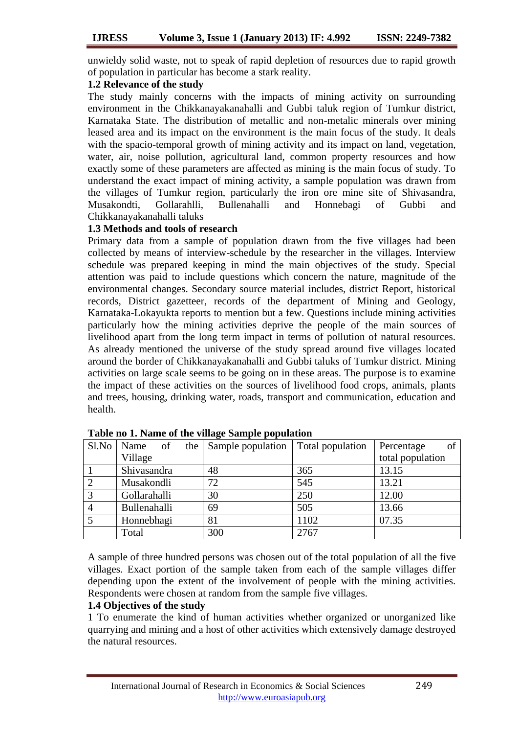unwieldy solid waste, not to speak of rapid depletion of resources due to rapid growth of population in particular has become a stark reality.

### 1.2 Relevance of the study

The study mainly concerns with the impacts of mining activity on surrounding environment in the Chikkanayakanahalli and Gubbi taluk region of Tumkur district, Karnataka State. The distribution of metallic and non-metalic minerals over mining leased area and its impact on the environment is the main focus of the study. It deals with the spacio-temporal growth of mining activity and its impact on land, vegetation, water, air, noise pollution, agricultural land, common property resources and how exactly some of these parameters are affected as mining is the main focus of study. To understand the exact impact of mining activity, a sample population was drawn from the villages of Tumkur region, particularly the iron ore mine site of Shivasandra, Musakondti, Gollarahlli, Bullenahalli and Honnebagi of Gubbi and Chikkanayakanahalli taluks

### 1.3 Methods and tools of research

Primary data from a sample of population drawn from the five villages had been collected by means of interview-schedule by the researcher in the villages. Interview schedule was prepared keeping in mind the main objectives of the study. Special attention was paid to include questions which concern the nature, magnitude of the environmental changes. Secondary source material includes, district Report, historical records, District gazetteer, records of the department of Mining and Geology, Karnataka-Lokayukta reports to mention but a few. Questions include mining activities particularly how the mining activities deprive the people of the main sources of livelihood apart from the long term impact in terms of pollution of natural resources. As already mentioned the universe of the study spread around five villages located around the border of Chikkanayakanahalli and Gubbi taluks of Tumkur district. Mining activities on large scale seems to be going on in these areas. The purpose is to examine the impact of these activities on the sources of livelihood food crops, animals, plants and trees, housing, drinking water, roads, transport and communication, education and health.

**Table no 1. Name of the village Sample population**

| Sl.No | Name of the Village | Sample population | Total population | Percentage of total population |
|---|---|---|---|---|
| 1 | Shivasandra | 48 | 365 | 13.15 |
| 2 | Musakondli | 72 | 545 | 13.21 |
| 3 | Gollarahalli | 30 | 250 | 12.00 |
| 4 | Bullenahalli | 69 | 505 | 13.66 |
| 5 | Honnebhagi | 81 | 1102 | 07.35 |
| | Total | 300 | 2767 | |

A sample of three hundred persons was chosen out of the total population of all the five villages. Exact portion of the sample taken from each of the sample villages differ depending upon the extent of the involvement of people with the mining activities. Respondents were chosen at random from the sample five villages.

### 1.4 Objectives of the study

1 To enumerate the kind of human activities whether organized or unorganized like quarrying and mining and a host of other activities which extensively damage destroyed the natural resources.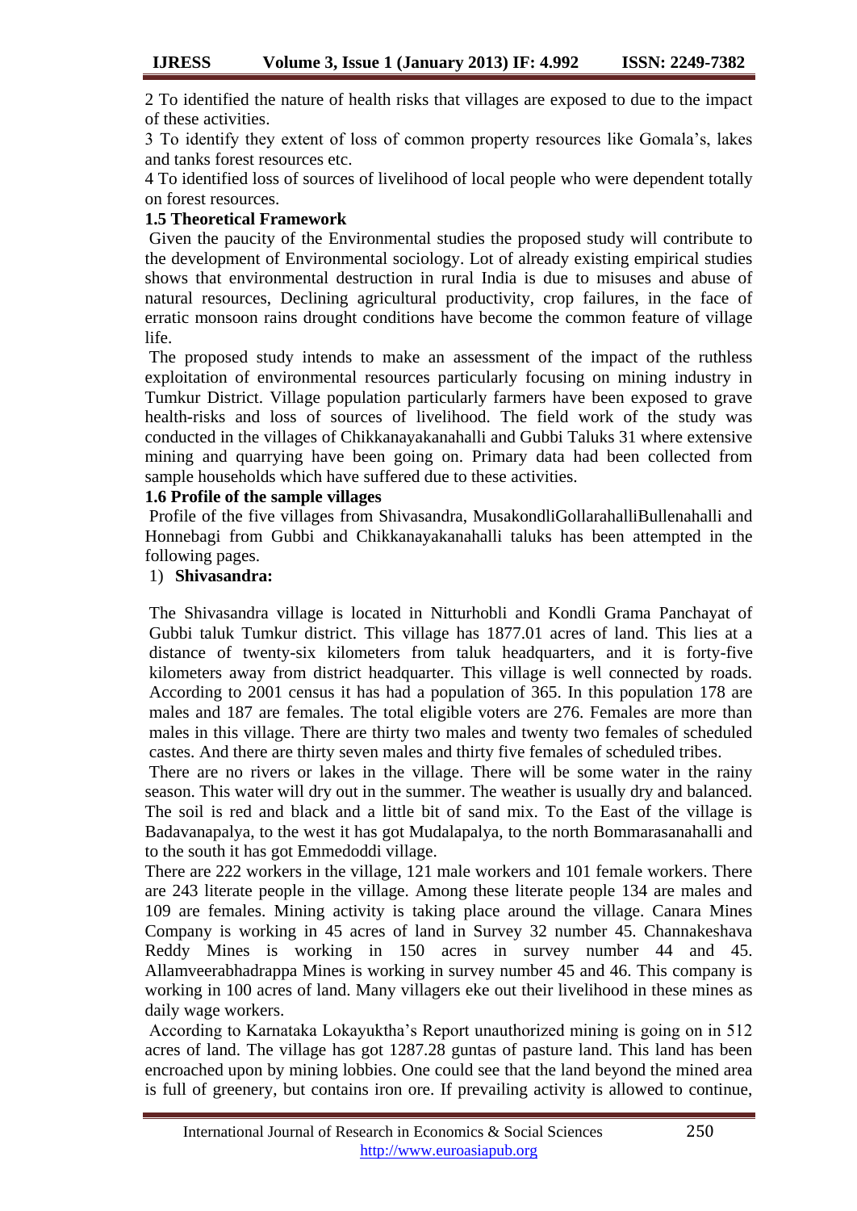2 To identified the nature of health risks that villages are exposed to due to the impact of these activities.

3 To identify they extent of loss of common property resources like Gomala's, lakes and tanks forest resources etc.

4 To identified loss of sources of livelihood of local people who were dependent totally on forest resources.

### 1.5 Theoretical Framework

Given the paucity of the Environmental studies the proposed study will contribute to the development of Environmental sociology. Lot of already existing empirical studies shows that environmental destruction in rural India is due to misuses and abuse of natural resources, Declining agricultural productivity, crop failures, in the face of erratic monsoon rains drought conditions have become the common feature of village life.

The proposed study intends to make an assessment of the impact of the ruthless exploitation of environmental resources particularly focusing on mining industry in Tumkur District. Village population particularly farmers have been exposed to grave health-risks and loss of sources of livelihood. The field work of the study was conducted in the villages of Chikkanayakanahalli and Gubbi Taluks 31 where extensive mining and quarrying have been going on. Primary data had been collected from sample households which have suffered due to these activities.

### 1.6 Profile of the sample villages

Profile of the five villages from Shivasandra, MusakondliGollarahalliBullenahalli and Honnebagi from Gubbi and Chikkanayakanahalli taluks has been attempted in the following pages.

1) **Shivasandra:**

The Shivasandra village is located in Nitturhobli and Kondli Grama Panchayat of Gubbi taluk Tumkur district. This village has 1877.01 acres of land. This lies at a distance of twenty-six kilometers from taluk headquarters, and it is forty-five kilometers away from district headquarter. This village is well connected by roads. According to 2001 census it has had a population of 365. In this population 178 are males and 187 are females. The total eligible voters are 276. Females are more than males in this village. There are thirty two males and twenty two females of scheduled castes. And there are thirty seven males and thirty five females of scheduled tribes.

There are no rivers or lakes in the village. There will be some water in the rainy season. This water will dry out in the summer. The weather is usually dry and balanced. The soil is red and black and a little bit of sand mix. To the East of the village is Badavanapalya, to the west it has got Mudalapalya, to the north Bommarasanahalli and to the south it has got Emmedoddi village.

There are 222 workers in the village, 121 male workers and 101 female workers. There are 243 literate people in the village. Among these literate people 134 are males and 109 are females. Mining activity is taking place around the village. Canara Mines Company is working in 45 acres of land in Survey 32 number 45. Channakeshava Reddy Mines is working in 150 acres in survey number 44 and 45. Allamveerabhadrappa Mines is working in survey number 45 and 46. This company is working in 100 acres of land. Many villagers eke out their livelihood in these mines as daily wage workers.

According to Karnataka Lokayuktha's Report unauthorized mining is going on in 512 acres of land. The village has got 1287.28 guntas of pasture land. This land has been encroached upon by mining lobbies. One could see that the land beyond the mined area is full of greenery, but contains iron ore. If prevailing activity is allowed to continue,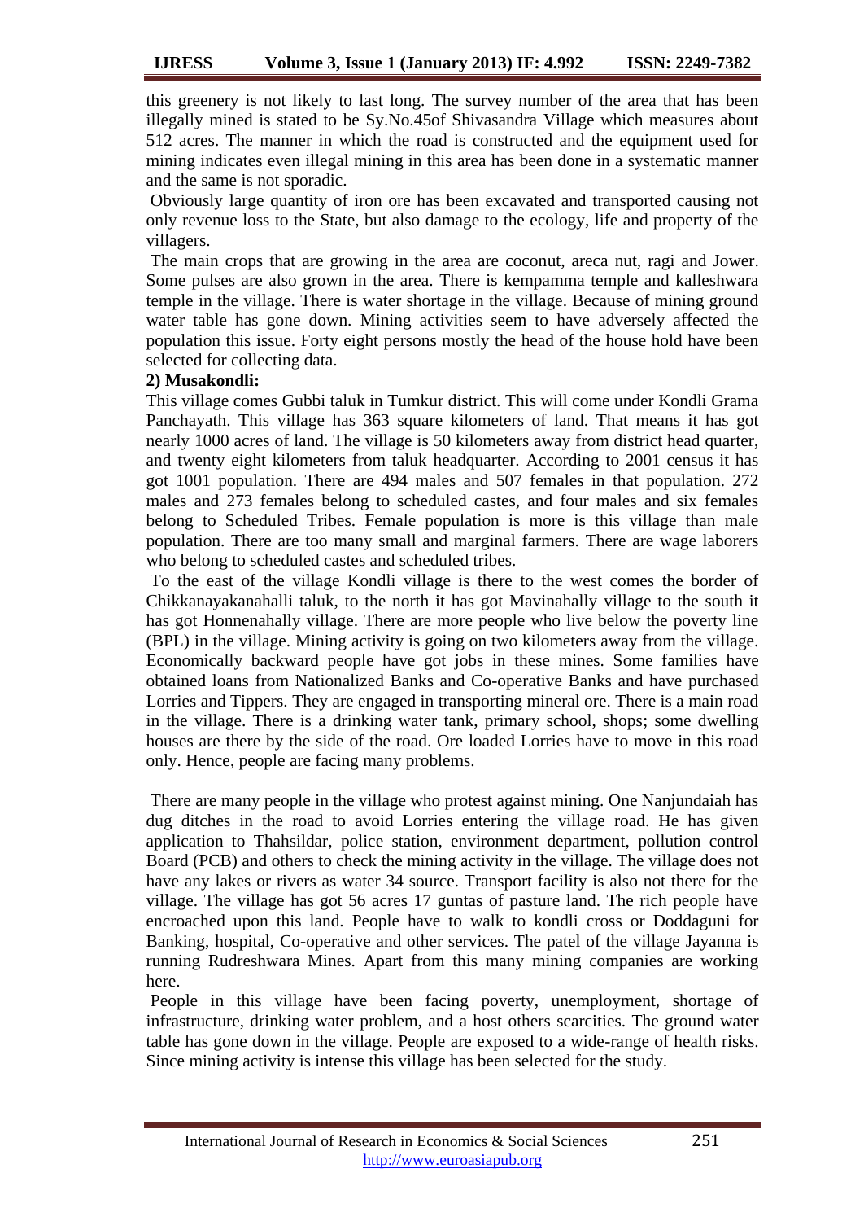this greenery is not likely to last long. The survey number of the area that has been illegally mined is stated to be Sy.No.45of Shivasandra Village which measures about 512 acres. The manner in which the road is constructed and the equipment used for mining indicates even illegal mining in this area has been done in a systematic manner and the same is not sporadic.

Obviously large quantity of iron ore has been excavated and transported causing not only revenue loss to the State, but also damage to the ecology, life and property of the villagers.

The main crops that are growing in the area are coconut, areca nut, ragi and Jower. Some pulses are also grown in the area. There is kempamma temple and kalleshwara temple in the village. There is water shortage in the village. Because of mining ground water table has gone down. Mining activities seem to have adversely affected the population this issue. Forty eight persons mostly the head of the house hold have been selected for collecting data.

**2) Musakondli:**

This village comes Gubbi taluk in Tumkur district. This will come under Kondli Grama Panchayath. This village has 363 square kilometers of land. That means it has got nearly 1000 acres of land. The village is 50 kilometers away from district head quarter, and twenty eight kilometers from taluk headquarter. According to 2001 census it has got 1001 population. There are 494 males and 507 females in that population. 272 males and 273 females belong to scheduled castes, and four males and six females belong to Scheduled Tribes. Female population is more is this village than male population. There are too many small and marginal farmers. There are wage laborers who belong to scheduled castes and scheduled tribes.

To the east of the village Kondli village is there to the west comes the border of Chikkanayakanahalli taluk, to the north it has got Mavinahally village to the south it has got Honnenahally village. There are more people who live below the poverty line (BPL) in the village. Mining activity is going on two kilometers away from the village. Economically backward people have got jobs in these mines. Some families have obtained loans from Nationalized Banks and Co-operative Banks and have purchased Lorries and Tippers. They are engaged in transporting mineral ore. There is a main road in the village. There is a drinking water tank, primary school, shops; some dwelling houses are there by the side of the road. Ore loaded Lorries have to move in this road only. Hence, people are facing many problems.

There are many people in the village who protest against mining. One Nanjundaiah has dug ditches in the road to avoid Lorries entering the village road. He has given application to Thahsildar, police station, environment department, pollution control Board (PCB) and others to check the mining activity in the village. The village does not have any lakes or rivers as water 34 source. Transport facility is also not there for the village. The village has got 56 acres 17 guntas of pasture land. The rich people have encroached upon this land. People have to walk to kondli cross or Doddaguni for Banking, hospital, Co-operative and other services. The patel of the village Jayanna is running Rudreshwara Mines. Apart from this many mining companies are working here.

People in this village have been facing poverty, unemployment, shortage of infrastructure, drinking water problem, and a host others scarcities. The ground water table has gone down in the village. People are exposed to a wide-range of health risks. Since mining activity is intense this village has been selected for the study.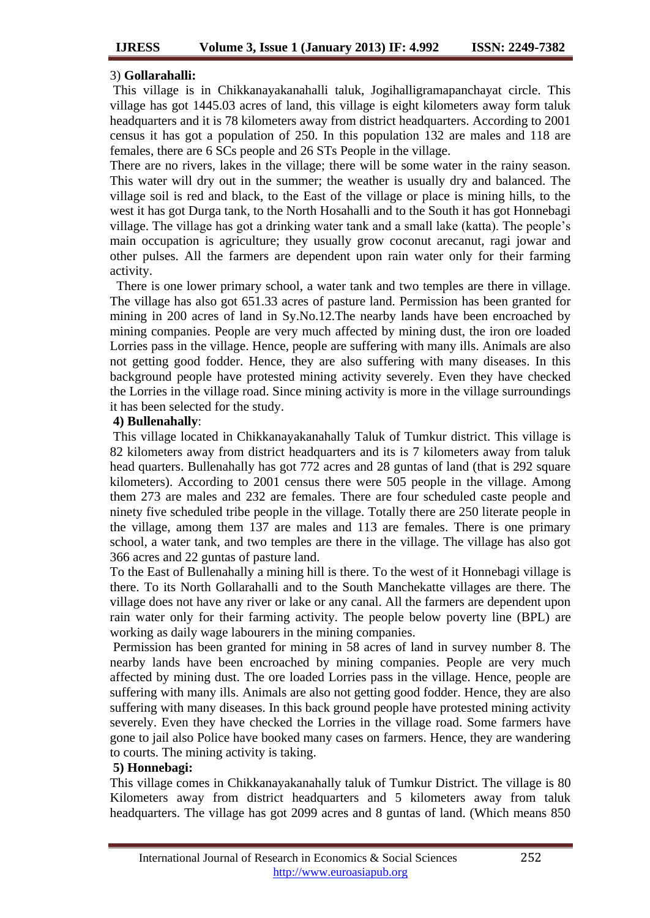3) **Gollarahalli:**

This village is in Chikkanayakanahalli taluk, Jogihalligramapanchayat circle. This village has got 1445.03 acres of land, this village is eight kilometers away form taluk headquarters and it is 78 kilometers away from district headquarters. According to 2001 census it has got a population of 250. In this population 132 are males and 118 are females, there are 6 SCs people and 26 STs People in the village.

There are no rivers, lakes in the village; there will be some water in the rainy season. This water will dry out in the summer; the weather is usually dry and balanced. The village soil is red and black, to the East of the village or place is mining hills, to the west it has got Durga tank, to the North Hosahalli and to the South it has got Honnebagi village. The village has got a drinking water tank and a small lake (katta). The people's main occupation is agriculture; they usually grow coconut arecanut, ragi jowar and other pulses. All the farmers are dependent upon rain water only for their farming activity.

There is one lower primary school, a water tank and two temples are there in village. The village has also got 651.33 acres of pasture land. Permission has been granted for mining in 200 acres of land in Sy.No.12.The nearby lands have been encroached by mining companies. People are very much affected by mining dust, the iron ore loaded Lorries pass in the village. Hence, people are suffering with many ills. Animals are also not getting good fodder. Hence, they are also suffering with many diseases. In this background people have protested mining activity severely. Even they have checked the Lorries in the village road. Since mining activity is more in the village surroundings it has been selected for the study.

**4) Bullenahally**:

This village located in Chikkanayakanahally Taluk of Tumkur district. This village is 82 kilometers away from district headquarters and its is 7 kilometers away from taluk head quarters. Bullenahally has got 772 acres and 28 guntas of land (that is 292 square kilometers). According to 2001 census there were 505 people in the village. Among them 273 are males and 232 are females. There are four scheduled caste people and ninety five scheduled tribe people in the village. Totally there are 250 literate people in the village, among them 137 are males and 113 are females. There is one primary school, a water tank, and two temples are there in the village. The village has also got 366 acres and 22 guntas of pasture land.

To the East of Bullenahally a mining hill is there. To the west of it Honnebagi village is there. To its North Gollarahalli and to the South Manchekatte villages are there. The village does not have any river or lake or any canal. All the farmers are dependent upon rain water only for their farming activity. The people below poverty line (BPL) are working as daily wage labourers in the mining companies.

Permission has been granted for mining in 58 acres of land in survey number 8. The nearby lands have been encroached by mining companies. People are very much affected by mining dust. The ore loaded Lorries pass in the village. Hence, people are suffering with many ills. Animals are also not getting good fodder. Hence, they are also suffering with many diseases. In this back ground people have protested mining activity severely. Even they have checked the Lorries in the village road. Some farmers have gone to jail also Police have booked many cases on farmers. Hence, they are wandering to courts. The mining activity is taking.

**5) Honnebagi:**

This village comes in Chikkanayakanahally taluk of Tumkur District. The village is 80 Kilometers away from district headquarters and 5 kilometers away from taluk headquarters. The village has got 2099 acres and 8 guntas of land. (Which means 850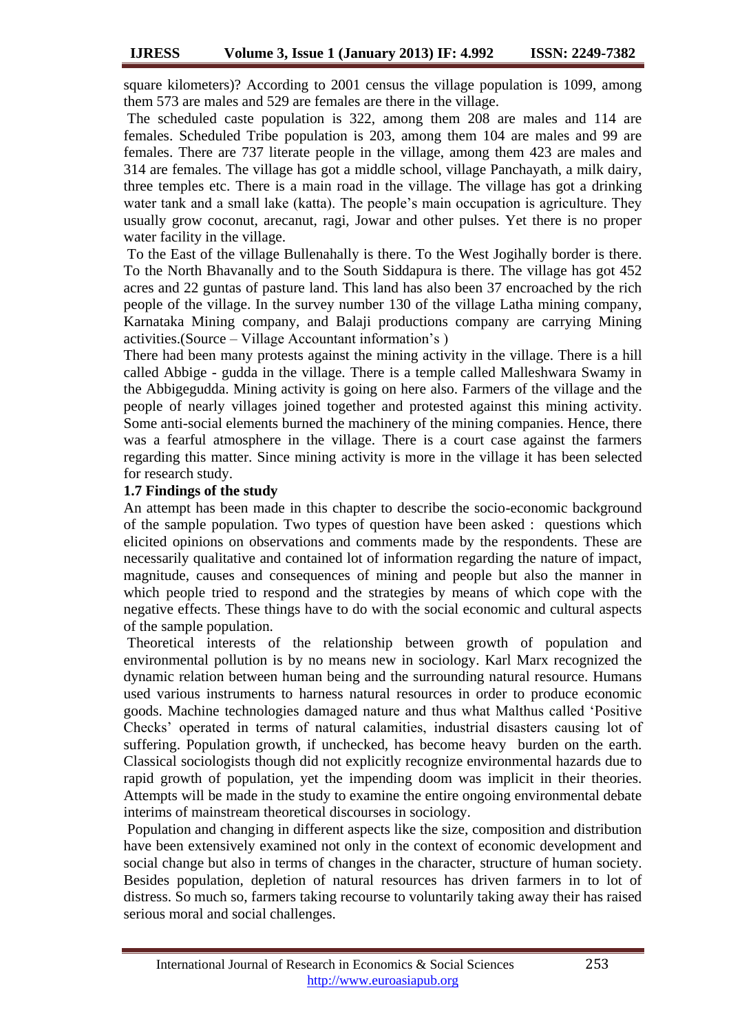square kilometers)? According to 2001 census the village population is 1099, among them 573 are males and 529 are females are there in the village.

The scheduled caste population is 322, among them 208 are males and 114 are females. Scheduled Tribe population is 203, among them 104 are males and 99 are females. There are 737 literate people in the village, among them 423 are males and 314 are females. The village has got a middle school, village Panchayath, a milk dairy, three temples etc. There is a main road in the village. The village has got a drinking water tank and a small lake (katta). The people's main occupation is agriculture. They usually grow coconut, arecanut, ragi, Jowar and other pulses. Yet there is no proper water facility in the village.

To the East of the village Bullenahally is there. To the West Jogihally border is there. To the North Bhavanally and to the South Siddapura is there. The village has got 452 acres and 22 guntas of pasture land. This land has also been 37 encroached by the rich people of the village. In the survey number 130 of the village Latha mining company, Karnataka Mining company, and Balaji productions company are carrying Mining activities.(Source – Village Accountant information's )

There had been many protests against the mining activity in the village. There is a hill called Abbige - gudda in the village. There is a temple called Malleshwara Swamy in the Abbigegudda. Mining activity is going on here also. Farmers of the village and the people of nearly villages joined together and protested against this mining activity. Some anti-social elements burned the machinery of the mining companies. Hence, there was a fearful atmosphere in the village. There is a court case against the farmers regarding this matter. Since mining activity is more in the village it has been selected for research study.

**1.7 Findings of the study**

An attempt has been made in this chapter to describe the socio-economic background of the sample population. Two types of question have been asked : questions which elicited opinions on observations and comments made by the respondents. These are necessarily qualitative and contained lot of information regarding the nature of impact, magnitude, causes and consequences of mining and people but also the manner in which people tried to respond and the strategies by means of which cope with the negative effects. These things have to do with the social economic and cultural aspects of the sample population.

Theoretical interests of the relationship between growth of population and environmental pollution is by no means new in sociology. Karl Marx recognized the dynamic relation between human being and the surrounding natural resource. Humans used various instruments to harness natural resources in order to produce economic goods. Machine technologies damaged nature and thus what Malthus called 'Positive Checks' operated in terms of natural calamities, industrial disasters causing lot of suffering. Population growth, if unchecked, has become heavy burden on the earth. Classical sociologists though did not explicitly recognize environmental hazards due to rapid growth of population, yet the impending doom was implicit in their theories. Attempts will be made in the study to examine the entire ongoing environmental debate interims of mainstream theoretical discourses in sociology.

Population and changing in different aspects like the size, composition and distribution have been extensively examined not only in the context of economic development and social change but also in terms of changes in the character, structure of human society. Besides population, depletion of natural resources has driven farmers in to lot of distress. So much so, farmers taking recourse to voluntarily taking away their has raised serious moral and social challenges.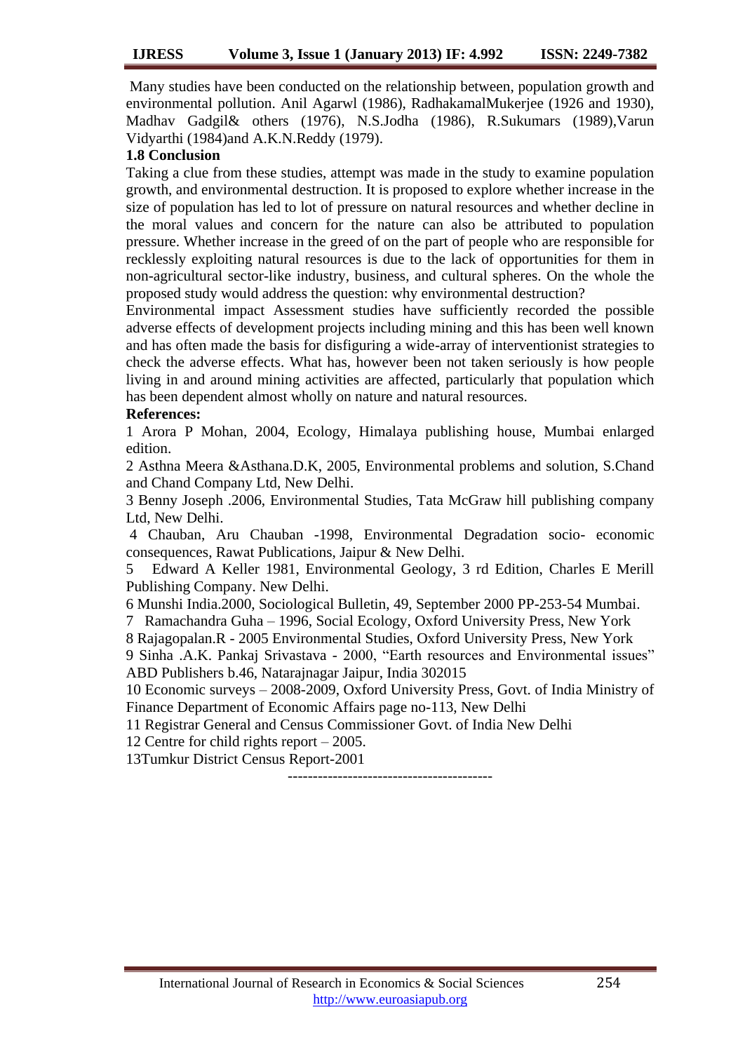Many studies have been conducted on the relationship between, population growth and environmental pollution. Anil Agarwl (1986), RadhakamalMukerjee (1926 and 1930), Madhav Gadgil& others (1976), N.S.Jodha (1986), R.Sukumars (1989),Varun Vidyarthi (1984)and A.K.N.Reddy (1979).

**1.8 Conclusion**

Taking a clue from these studies, attempt was made in the study to examine population growth, and environmental destruction. It is proposed to explore whether increase in the size of population has led to lot of pressure on natural resources and whether decline in the moral values and concern for the nature can also be attributed to population pressure. Whether increase in the greed of on the part of people who are responsible for recklessly exploiting natural resources is due to the lack of opportunities for them in non-agricultural sector-like industry, business, and cultural spheres. On the whole the proposed study would address the question: why environmental destruction?

Environmental impact Assessment studies have sufficiently recorded the possible adverse effects of development projects including mining and this has been well known and has often made the basis for disfiguring a wide-array of interventionist strategies to check the adverse effects. What has, however been not taken seriously is how people living in and around mining activities are affected, particularly that population which has been dependent almost wholly on nature and natural resources.

**References:**

1 Arora P Mohan, 2004, Ecology, Himalaya publishing house, Mumbai enlarged edition.

2 Asthna Meera &Asthana.D.K, 2005, Environmental problems and solution, S.Chand and Chand Company Ltd, New Delhi.

3 Benny Joseph .2006, Environmental Studies, Tata McGraw hill publishing company Ltd, New Delhi.

4 Chauban, Aru Chauban -1998, Environmental Degradation socio- economic consequences, Rawat Publications, Jaipur & New Delhi.

5 Edward A Keller 1981, Environmental Geology, 3 rd Edition, Charles E Merill Publishing Company. New Delhi.

6 Munshi India.2000, Sociological Bulletin, 49, September 2000 PP-253-54 Mumbai.

7 Ramachandra Guha – 1996, Social Ecology, Oxford University Press, New York

8 Rajagopalan.R - 2005 Environmental Studies, Oxford University Press, New York

9 Sinha .A.K. Pankaj Srivastava - 2000, "Earth resources and Environmental issues" ABD Publishers b.46, Natarajnagar Jaipur, India 302015

10 Economic surveys – 2008-2009, Oxford University Press, Govt. of India Ministry of Finance Department of Economic Affairs page no-113, New Delhi

11 Registrar General and Census Commissioner Govt. of India New Delhi

12 Centre for child rights report – 2005.

13Tumkur District Census Report-2001

----------------------------------------